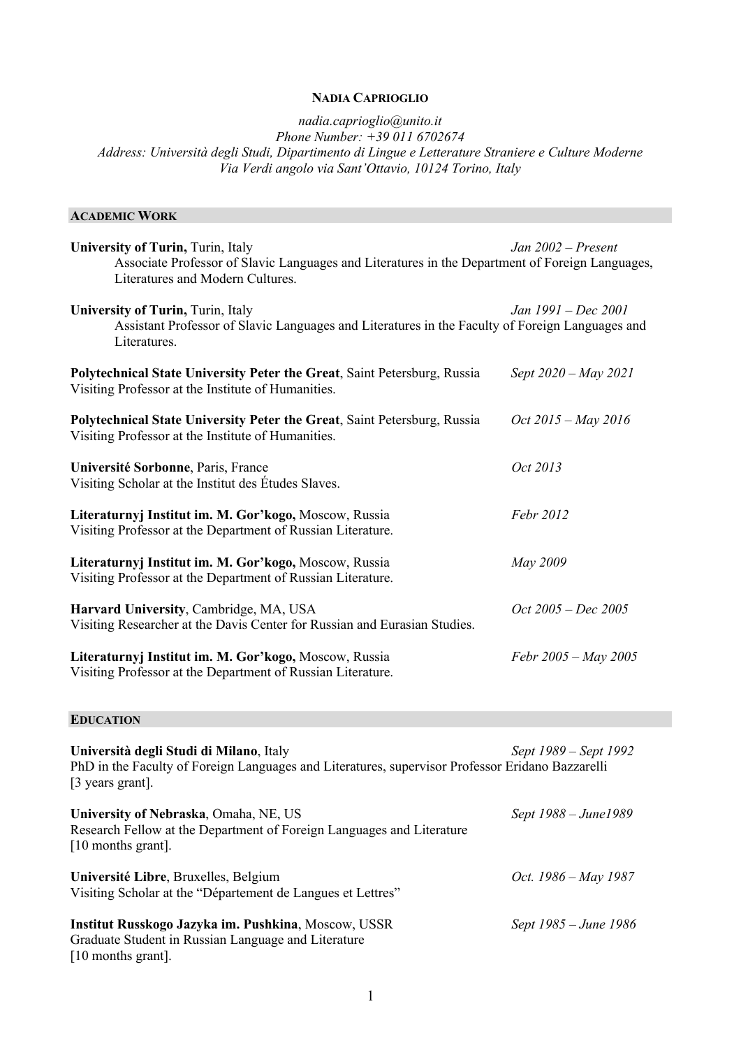# Nadia Caprioglio

*nadia.caprioglio@unito.it*
*Phone Number: +39 011 6702674*
*Address: Università degli Studi, Dipartimento di Lingue e Letterature Straniere e Culture Moderne*
*Via Verdi angolo via Sant'Ottavio, 10124 Torino, Italy*

## Academic Work

**University of Turin,** Turin, Italy *Jan 2002 – Present*
Associate Professor of Slavic Languages and Literatures in the Department of Foreign Languages, Literatures and Modern Cultures.

**University of Turin,** Turin, Italy *Jan 1991 – Dec 2001*
Assistant Professor of Slavic Languages and Literatures in the Faculty of Foreign Languages and Literatures.

**Polytechnical State University Peter the Great**, Saint Petersburg, Russia *Sept 2020 – May 2021*
Visiting Professor at the Institute of Humanities.

**Polytechnical State University Peter the Great**, Saint Petersburg, Russia *Oct 2015 – May 2016*
Visiting Professor at the Institute of Humanities.

**Université Sorbonne**, Paris, France *Oct 2013*
Visiting Scholar at the Institut des Études Slaves.

**Literaturnyj Institut im. M. Gor'kogo,** Moscow, Russia *Febr 2012*
Visiting Professor at the Department of Russian Literature.

**Literaturnyj Institut im. M. Gor'kogo,** Moscow, Russia *May 2009*
Visiting Professor at the Department of Russian Literature.

**Harvard University**, Cambridge, MA, USA *Oct 2005 – Dec 2005*
Visiting Researcher at the Davis Center for Russian and Eurasian Studies.

**Literaturnyj Institut im. M. Gor'kogo,** Moscow, Russia *Febr 2005 – May 2005*
Visiting Professor at the Department of Russian Literature.

## Education

**Università degli Studi di Milano**, Italy *Sept 1989 – Sept 1992*
PhD in the Faculty of Foreign Languages and Literatures, supervisor Professor Eridano Bazzarelli [3 years grant].

**University of Nebraska**, Omaha, NE, US *Sept 1988 – June1989*
Research Fellow at the Department of Foreign Languages and Literature [10 months grant].

**Université Libre**, Bruxelles, Belgium *Oct. 1986 – May 1987*
Visiting Scholar at the "Département de Langues et Lettres"

**Institut Russkogo Jazyka im. Pushkina**, Moscow, USSR *Sept 1985 – June 1986*
Graduate Student in Russian Language and Literature [10 months grant].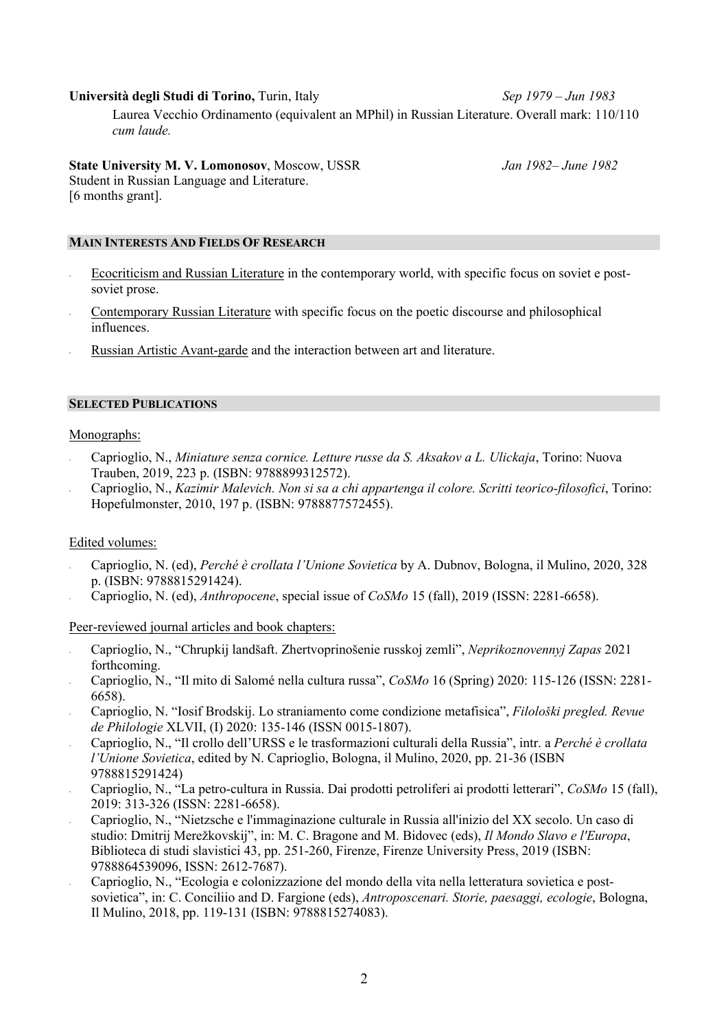**Università degli Studi di Torino,** Turin, Italy *Sep 1979 – Jun 1983*

Laurea Vecchio Ordinamento (equivalent an MPhil) in Russian Literature. Overall mark: 110/110 *cum laude.*

**State University M. V. Lomonosov**, Moscow, USSR *Jan 1982– June 1982*

Student in Russian Language and Literature.
[6 months grant].

## MAIN INTERESTS AND FIELDS OF RESEARCH

- Ecocriticism and Russian Literature in the contemporary world, with specific focus on soviet e post-soviet prose.
- Contemporary Russian Literature with specific focus on the poetic discourse and philosophical influences.
- Russian Artistic Avant-garde and the interaction between art and literature.

## SELECTED PUBLICATIONS

Monographs:

- Caprioglio, N., *Miniature senza cornice. Letture russe da S. Aksakov a L. Ulickaja*, Torino: Nuova Trauben, 2019, 223 p. (ISBN: 9788899312572).
- Caprioglio, N., *Kazimir Malevich. Non si sa a chi appartenga il colore. Scritti teorico-filosofici*, Torino: Hopefulmonster, 2010, 197 p. (ISBN: 9788877572455).

Edited volumes:

- Caprioglio, N. (ed), *Perché è crollata l'Unione Sovietica* by A. Dubnov, Bologna, il Mulino, 2020, 328 p. (ISBN: 9788815291424).
- Caprioglio, N. (ed), *Anthropocene*, special issue of *CoSMo* 15 (fall), 2019 (ISSN: 2281-6658).

Peer-reviewed journal articles and book chapters:

- Caprioglio, N., "Chrupkij landšaft. Zhertvoprinošenie russkoj zemli", *Neprikoznovennyj Zapas* 2021 forthcoming.
- Caprioglio, N., "Il mito di Salomé nella cultura russa", *CoSMo* 16 (Spring) 2020: 115-126 (ISSN: 2281-6658).
- Caprioglio, N. "Iosif Brodskij. Lo straniamento come condizione metafisica", *Filološki pregled. Revue de Philologie* XLVII, (I) 2020: 135-146 (ISSN 0015-1807).
- Caprioglio, N., "Il crollo dell'URSS e le trasformazioni culturali della Russia", intr. a *Perché è crollata l'Unione Sovietica*, edited by N. Caprioglio, Bologna, il Mulino, 2020, pp. 21-36 (ISBN 9788815291424)
- Caprioglio, N., "La petro-cultura in Russia. Dai prodotti petroliferi ai prodotti letterari", *CoSMo* 15 (fall), 2019: 313-326 (ISSN: 2281-6658).
- Caprioglio, N., "Nietzsche e l'immaginazione culturale in Russia all'inizio del XX secolo. Un caso di studio: Dmitrij Merežkovskij", in: M. C. Bragone and M. Bidovec (eds), *Il Mondo Slavo e l'Europa*, Biblioteca di studi slavistici 43, pp. 251-260, Firenze, Firenze University Press, 2019 (ISBN: 9788864539096, ISSN: 2612-7687).
- Caprioglio, N., "Ecologia e colonizzazione del mondo della vita nella letteratura sovietica e post-sovietica", in: C. Conciliio and D. Fargione (eds), *Antroposcenari. Storie, paesaggi, ecologie*, Bologna, Il Mulino, 2018, pp. 119-131 (ISBN: 9788815274083).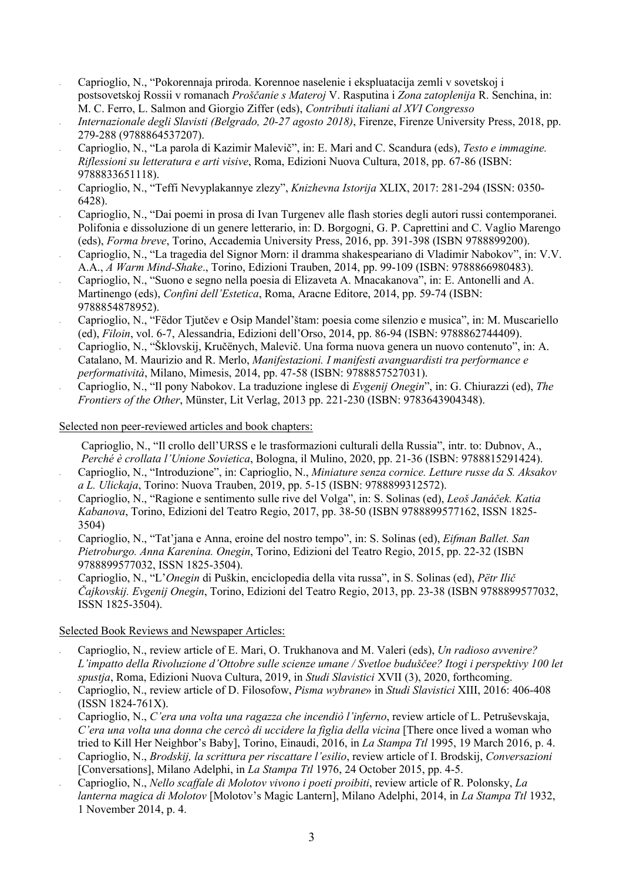- Caprioglio, N., “Pokorennaja priroda. Korennoe naselenie i ekspluatacija zemli v sovetskoj i postsovetskoj Rossii v romanach *Proščanie s Materoj* V. Rasputina i *Zona zatoplenija* R. Senchina, in: M. C. Ferro, L. Salmon and Giorgio Ziffer (eds), *Contributi italiani al XVI Congresso Internazionale degli Slavisti (Belgrado, 20-27 agosto 2018)*, Firenze, Firenze University Press, 2018, pp. 279-288 (9788864537207).
- Caprioglio, N., “La parola di Kazimir Malevič”, in: E. Mari and C. Scandura (eds), *Testo e immagine. Riflessioni su letteratura e arti visive*, Roma, Edizioni Nuova Cultura, 2018, pp. 67-86 (ISBN: 9788833651118).
- Caprioglio, N., “Teffi Nevyplakannye zlezy”, *Knizhevna Istorija* XLIX, 2017: 281-294 (ISSN: 0350-6428).
- Caprioglio, N., “Dai poemi in prosa di Ivan Turgenev alle flash stories degli autori russi contemporanei. Polifonia e dissoluzione di un genere letterario, in: D. Borgogni, G. P. Caprettini and C. Vaglio Marengo (eds), *Forma breve*, Torino, Accademia University Press, 2016, pp. 391-398 (ISBN 9788899200).
- Caprioglio, N., “La tragedia del Signor Morn: il dramma shakespeariano di Vladimir Nabokov”, in: V.V. A.A., *A Warm Mind-Shake*., Torino, Edizioni Trauben, 2014, pp. 99-109 (ISBN: 9788866980483).
- Caprioglio, N., “Suono e segno nella poesia di Elizaveta A. Mnacakanova”, in: E. Antonelli and A. Martinengo (eds), *Confini dell’Estetica*, Roma, Aracne Editore, 2014, pp. 59-74 (ISBN: 9788854878952).
- Caprioglio, N., “Fëdor Tjutčev e Osip Mandel’štam: poesia come silenzio e musica”, in: M. Muscariello (ed), *Filoin*, vol. 6-7, Alessandria, Edizioni dell’Orso, 2014, pp. 86-94 (ISBN: 9788862744409).
- Caprioglio, N., “Šklovskij, Kručënych, Malevič. Una forma nuova genera un nuovo contenuto”, in: A. Catalano, M. Maurizio and R. Merlo, *Manifestazioni. I manifesti avanguardisti tra performance e performatività*, Milano, Mimesis, 2014, pp. 47-58 (ISBN: 9788857527031).
- Caprioglio, N., “Il pony Nabokov. La traduzione inglese di *Evgenij Onegin*”, in: G. Chiurazzi (ed), *The Frontiers of the Other*, Münster, Lit Verlag, 2013 pp. 221-230 (ISBN: 9783643904348).

Selected non peer-reviewed articles and book chapters:

- Caprioglio, N., “Il crollo dell’URSS e le trasformazioni culturali della Russia”, intr. to: Dubnov, A., *Perché è crollata l’Unione Sovietica*, Bologna, il Mulino, 2020, pp. 21-36 (ISBN: 9788815291424).
- Caprioglio, N., “Introduzione”, in: Caprioglio, N., *Miniature senza cornice. Letture russe da S. Aksakov a L. Ulickaja*, Torino: Nuova Trauben, 2019, pp. 5-15 (ISBN: 9788899312572).
- Caprioglio, N., “Ragione e sentimento sulle rive del Volga”, in: S. Solinas (ed), *Leoš Janáček. Katia Kabanova*, Torino, Edizioni del Teatro Regio, 2017, pp. 38-50 (ISBN 9788899577162, ISSN 1825-3504)
- Caprioglio, N., “Tat’jana e Anna, eroine del nostro tempo”, in: S. Solinas (ed), *Eifman Ballet. San Pietroburgo. Anna Karenina. Onegin*, Torino, Edizioni del Teatro Regio, 2015, pp. 22-32 (ISBN 9788899577032, ISSN 1825-3504).
- Caprioglio, N., “L’*Onegin* di Puškin, enciclopedia della vita russa”, in S. Solinas (ed), *Pëtr Ilič Čajkovskij. Evgenij Onegin*, Torino, Edizioni del Teatro Regio, 2013, pp. 23-38 (ISBN 9788899577032, ISSN 1825-3504).

Selected Book Reviews and Newspaper Articles:

- Caprioglio, N., review article of E. Mari, O. Trukhanova and M. Valeri (eds), *Un radioso avvenire? L’impatto della Rivoluzione d’Ottobre sulle scienze umane / Svetloe buduščee? Itogi i perspektivy 100 let spustja*, Roma, Edizioni Nuova Cultura, 2019, in *Studi Slavistici* XVII (3), 2020, forthcoming.
- Caprioglio, N., review article of D. Filosofow, *Pisma wybrane*» in *Studi Slavistici* XIII, 2016: 406-408 (ISSN 1824-761X).
- Caprioglio, N., *C’era una volta una ragazza che incendiò l’inferno*, review article of L. Petruševskaja, *C’era una volta una donna che cercò di uccidere la figlia della vicina* [There once lived a woman who tried to Kill Her Neighbor’s Baby], Torino, Einaudi, 2016, in *La Stampa Ttl* 1995, 19 March 2016, p. 4.
- Caprioglio, N., *Brodskij, la scrittura per riscattare l’esilio*, review article of I. Brodskij, *Conversazioni* [Conversations], Milano Adelphi, in *La Stampa Ttl* 1976, 24 October 2015, pp. 4-5.
- Caprioglio, N., *Nello scaffale di Molotov vivono i poeti proibiti*, review article of R. Polonsky, *La lanterna magica di Molotov* [Molotov’s Magic Lantern], Milano Adelphi, 2014, in *La Stampa Ttl* 1932, 1 November 2014, p. 4.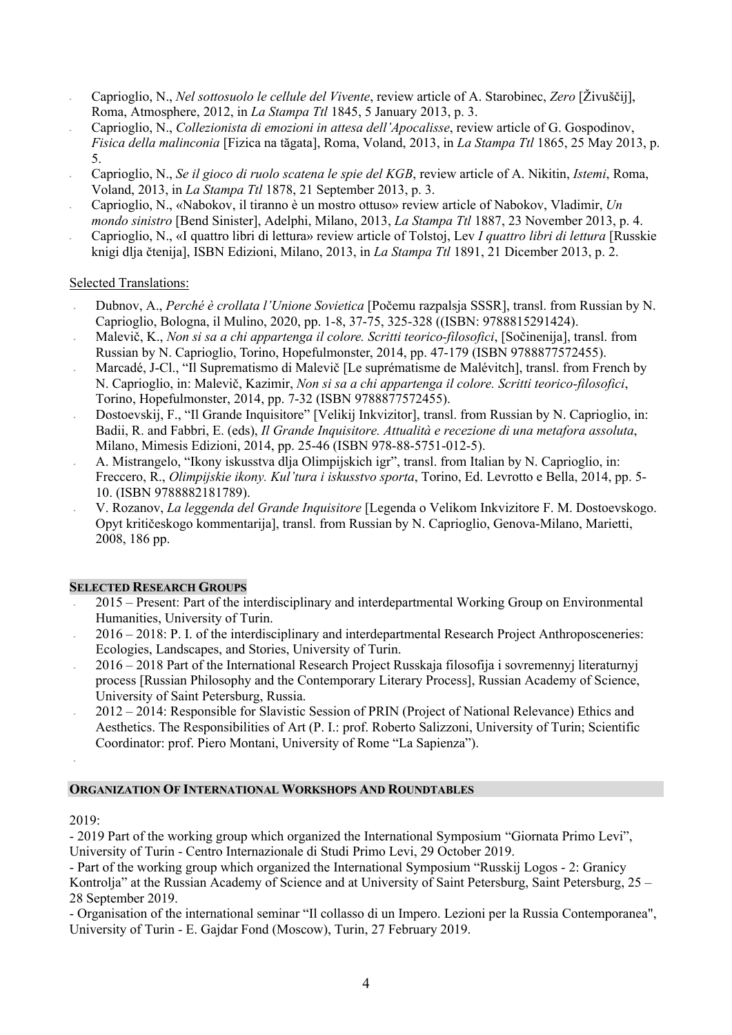- Caprioglio, N., *Nel sottosuolo le cellule del Vivente*, review article of A. Starobinec, *Zero* [Živuščij], Roma, Atmosphere, 2012, in *La Stampa Ttl* 1845, 5 January 2013, p. 3.
- Caprioglio, N., *Collezionista di emozioni in attesa dell'Apocalisse*, review article of G. Gospodinov, *Fisica della malincolia* [Fizica na tăgata], Roma, Voland, 2013, in *La Stampa Ttl* 1865, 25 May 2013, p. 5.
- Caprioglio, N., *Se il gioco di ruolo scatena le spie del KGB*, review article of A. Nikitin, *Istemi*, Roma, Voland, 2013, in *La Stampa Ttl* 1878, 21 September 2013, p. 3.
- Caprioglio, N., «Nabokov, il tiranno è un mostro ottuso» review article of Nabokov, Vladimir, *Un mondo sinistro* [Bend Sinister], Adelphi, Milano, 2013, *La Stampa Ttl* 1887, 23 November 2013, p. 4.
- Caprioglio, N., «I quattro libri di lettura» review article of Tolstoj, Lev *I quattro libri di lettura* [Russkie knigi dlja čtenija], ISBN Edizioni, Milano, 2013, in *La Stampa Ttl* 1891, 21 Dicember 2013, p. 2.

Selected Translations:

- Dubnov, A., *Perché è crollata l'Unione Sovietica* [Počemu razpalsja SSSR], transl. from Russian by N. Caprioglio, Bologna, il Mulino, 2020, pp. 1-8, 37-75, 325-328 ((ISBN: 9788815291424).
- Malevič, K., *Non si sa a chi appartenga il colore. Scritti teorico-filosofici*, [Sočinenija], transl. from Russian by N. Caprioglio, Torino, Hopefulmonster, 2014, pp. 47-179 (ISBN 9788877572455).
- Marcadé, J-Cl., "Il Suprematismo di Malevič [Le suprématisme de Malévitch], transl. from French by N. Caprioglio, in: Malevič, Kazimir, *Non si sa a chi appartenga il colore. Scritti teorico-filosofici*, Torino, Hopefulmonster, 2014, pp. 7-32 (ISBN 9788877572455).
- Dostoevskij, F., "Il Grande Inquisitore" [Velikij Inkvizitor], transl. from Russian by N. Caprioglio, in: Badii, R. and Fabbri, E. (eds), *Il Grande Inquisitore. Attualità e recezione di una metafora assoluta*, Milano, Mimesis Edizioni, 2014, pp. 25-46 (ISBN 978-88-5751-012-5).
- A. Mistrangelo, "Ikony iskusstva dlja Olimpijskich igr", transl. from Italian by N. Caprioglio, in: Freccero, R., *Olimpijskie ikony. Kul'tura i iskusstvo sporta*, Torino, Ed. Levrotto e Bella, 2014, pp. 5-10. (ISBN 9788882181789).
- V. Rozanov, *La leggenda del Grande Inquisitore* [Legenda o Velikom Inkvizitore F. M. Dostoevskogo. Opyt kritičeskogo kommentarija], transl. from Russian by N. Caprioglio, Genova-Milano, Marietti, 2008, 186 pp.

## SELECTED RESEARCH GROUPS

- 2015 – Present: Part of the interdisciplinary and interdepartmental Working Group on Environmental Humanities, University of Turin.
- 2016 – 2018: P. I. of the interdisciplinary and interdepartmental Research Project Anthroposceneries: Ecologies, Landscapes, and Stories, University of Turin.
- 2016 – 2018 Part of the International Research Project Russkaja filosofija i sovremennyj literaturnyj process [Russian Philosophy and the Contemporary Literary Process], Russian Academy of Science, University of Saint Petersburg, Russia.
- 2012 – 2014: Responsible for Slavistic Session of PRIN (Project of National Relevance) Ethics and Aesthetics. The Responsibilities of Art (P. I.: prof. Roberto Salizzoni, University of Turin; Scientific Coordinator: prof. Piero Montani, University of Rome "La Sapienza").

## ORGANIZATION OF INTERNATIONAL WORKSHOPS AND ROUNDTABLES

2019:

- 2019 Part of the working group which organized the International Symposium "Giornata Primo Levi", University of Turin - Centro Internazionale di Studi Primo Levi, 29 October 2019.
- Part of the working group which organized the International Symposium "Russkij Logos - 2: Granicy Kontrolja" at the Russian Academy of Science and at University of Saint Petersburg, Saint Petersburg, 25 – 28 September 2019.
- Organisation of the international seminar "Il collasso di un Impero. Lezioni per la Russia Contemporanea", University of Turin - E. Gajdar Fond (Moscow), Turin, 27 February 2019.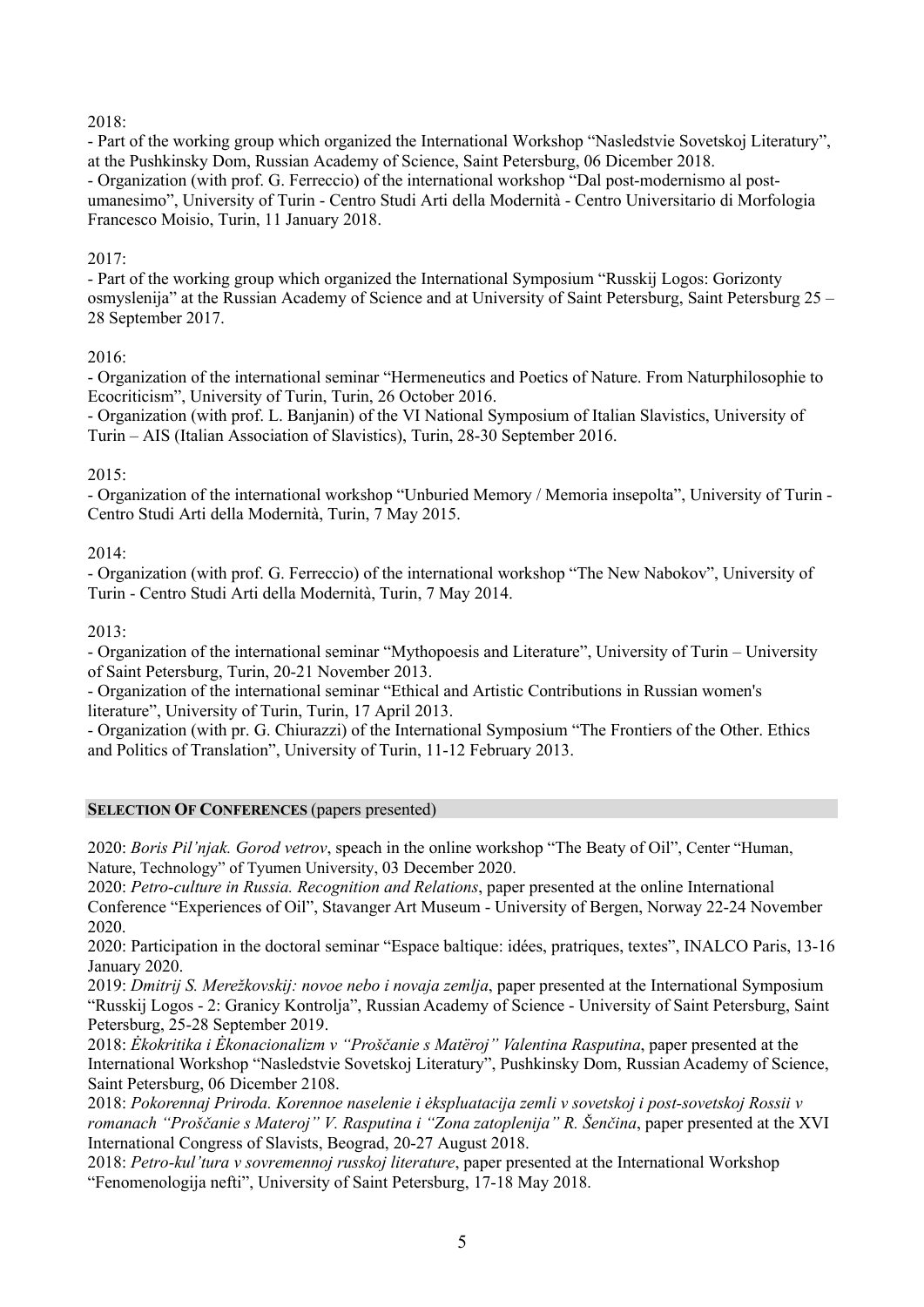2018:

- Part of the working group which organized the International Workshop “Nasledstvie Sovetskoj Literatury”, at the Pushkinsky Dom, Russian Academy of Science, Saint Petersburg, 06 Dicember 2018.
- Organization (with prof. G. Ferreccio) of the international workshop “Dal post-modernismo al post-umanesimo”, University of Turin - Centro Studi Arti della Modernità - Centro Universitario di Morfologia Francesco Moisio, Turin, 11 January 2018.

2017:

- Part of the working group which organized the International Symposium “Russkij Logos: Gorizonty osmyslenija” at the Russian Academy of Science and at University of Saint Petersburg, Saint Petersburg 25 – 28 September 2017.

2016:

- Organization of the international seminar “Hermeneutics and Poetics of Nature. From Naturphilosophie to Ecocriticism”, University of Turin, Turin, 26 October 2016.
- Organization (with prof. L. Banjanin) of the VI National Symposium of Italian Slavistics, University of Turin – AIS (Italian Association of Slavistics), Turin, 28-30 September 2016.

2015:

- Organization of the international workshop “Unburied Memory / Memoria insepolta”, University of Turin - Centro Studi Arti della Modernità, Turin, 7 May 2015.

2014:

- Organization (with prof. G. Ferreccio) of the international workshop “The New Nabokov”, University of Turin - Centro Studi Arti della Modernità, Turin, 7 May 2014.

2013:

- Organization of the international seminar “Mythopoesis and Literature”, University of Turin – University of Saint Petersburg, Turin, 20-21 November 2013.
- Organization of the international seminar “Ethical and Artistic Contributions in Russian women's literature”, University of Turin, Turin, 17 April 2013.
- Organization (with pr. G. Chiurazzi) of the International Symposium “The Frontiers of the Other. Ethics and Politics of Translation”, University of Turin, 11-12 February 2013.

## SELECTION OF CONFERENCES (papers presented)

2020: *Boris Pil’njak. Gorod vetrov*, speach in the online workshop “The Beaty of Oil”, Center “Human, Nature, Technology” of Tyumen University, 03 December 2020.

2020: *Petro-culture in Russia. Recognition and Relations*, paper presented at the online International Conference “Experiences of Oil”, Stavanger Art Museum - University of Bergen, Norway 22-24 November 2020.

2020: Participation in the doctoral seminar “Espace baltique: idées, pratriques, textes”, INALCO Paris, 13-16 January 2020.

2019: *Dmitrij S. Merežkovskij: novoe nebo i novaja zemlja*, paper presented at the International Symposium “Russkij Logos - 2: Granicy Kontrolja”, Russian Academy of Science - University of Saint Petersburg, Saint Petersburg, 25-28 September 2019.

2018: *Ėkokritika i Ėkonacionalizm v “Proščanie s Matëroj” Valentina Rasputina*, paper presented at the International Workshop “Nasledstvie Sovetskoj Literatury”, Pushkinsky Dom, Russian Academy of Science, Saint Petersburg, 06 Dicember 2108.

2018: *Pokorennaj Priroda. Korennoe naselenie i ėkspluatacija zemli v sovetskoj i post-sovetskoj Rossii v romanach “Proščanie s Materoj” V. Rasputina i “Zona zatoplenija” R. Šenčina*, paper presented at the XVI International Congress of Slavists, Beograd, 20-27 August 2018.

2018: *Petro-kul’tura v sovremennoj russkoj literature*, paper presented at the International Workshop “Fenomenologija nefti”, University of Saint Petersburg, 17-18 May 2018.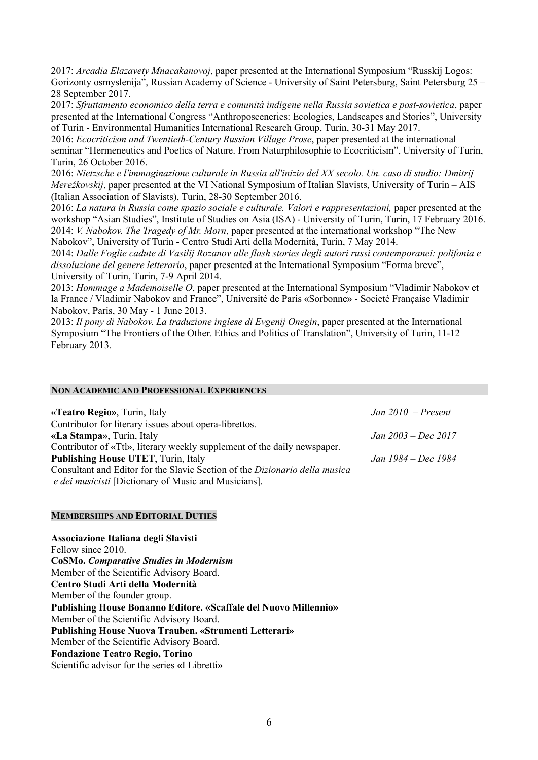2017: *Arcadia Elazavety Mnacakanovoj*, paper presented at the International Symposium "Russkij Logos: Gorizonty osmyslenija", Russian Academy of Science - University of Saint Petersburg, Saint Petersburg 25 – 28 September 2017.

2017: *Sfruttamento economico della terra e comunità indigene nella Russia sovietica e post-sovietica*, paper presented at the International Congress "Anthroposceneries: Ecologies, Landscapes and Stories", University of Turin - Environmental Humanities International Research Group, Turin, 30-31 May 2017.

2016: *Ecocriticism and Twentieth-Century Russian Village Prose*, paper presented at the international seminar "Hermeneutics and Poetics of Nature. From Naturphilosophie to Ecocriticism", University of Turin, Turin, 26 October 2016.

2016: *Nietzsche e l'immaginazione culturale in Russia all'inizio del XX secolo. Un. caso di studio: Dmitrij Merežkovskij*, paper presented at the VI National Symposium of Italian Slavists, University of Turin – AIS (Italian Association of Slavists), Turin, 28-30 September 2016.

2016: *La natura in Russia come spazio sociale e culturale. Valori e rappresentazioni,* paper presented at the workshop "Asian Studies", Institute of Studies on Asia (ISA) - University of Turin, Turin, 17 February 2016.

2014: *V. Nabokov. The Tragedy of Mr. Morn*, paper presented at the international workshop "The New Nabokov", University of Turin - Centro Studi Arti della Modernità, Turin, 7 May 2014.

2014: *Dalle Foglie cadute di Vasilij Rozanov alle flash stories degli autori russi contemporanei: polifonia e dissoluzione del genere letterario*, paper presented at the International Symposium "Forma breve", University of Turin, Turin, 7-9 April 2014.

2013: *Hommage a Mademoiselle O*, paper presented at the International Symposium "Vladimir Nabokov et la France / Vladimir Nabokov and France", Université de Paris «Sorbonne» - Societé Française Vladimir Nabokov, Paris, 30 May - 1 June 2013.

2013: *Il pony di Nabokov. La traduzione inglese di Evgenij Onegin*, paper presented at the International Symposium "The Frontiers of the Other. Ethics and Politics of Translation", University of Turin, 11-12 February 2013.

## NON ACADEMIC AND PROFESSIONAL EXPERIENCES

**«Teatro Regio»**, Turin, Italy — *Jan 2010 – Present*
Contributor for literary issues about opera-librettos.

**«La Stampa»**, Turin, Italy — *Jan 2003 – Dec 2017*
Contributor of «Ttl», literary weekly supplement of the daily newspaper.

**Publishing House UTET**, Turin, Italy — *Jan 1984 – Dec 1984*
Consultant and Editor for the Slavic Section of the *Dizionario della musica e dei musicisti* [Dictionary of Music and Musicians].

## MEMBERSHIPS AND EDITORIAL DUTIES

**Associazione Italiana degli Slavisti**
Fellow since 2010.

**CoSMo.** ***Comparative Studies in Modernism***
Member of the Scientific Advisory Board.

**Centro Studi Arti della Modernità**
Member of the founder group.

**Publishing House Bonanno Editore. «Scaffale del Nuovo Millennio»**
Member of the Scientific Advisory Board.

**Publishing House Nuova Trauben. «Strumenti Letterari»**
Member of the Scientific Advisory Board.

**Fondazione Teatro Regio, Torino**
Scientific advisor for the series «I Libretti»